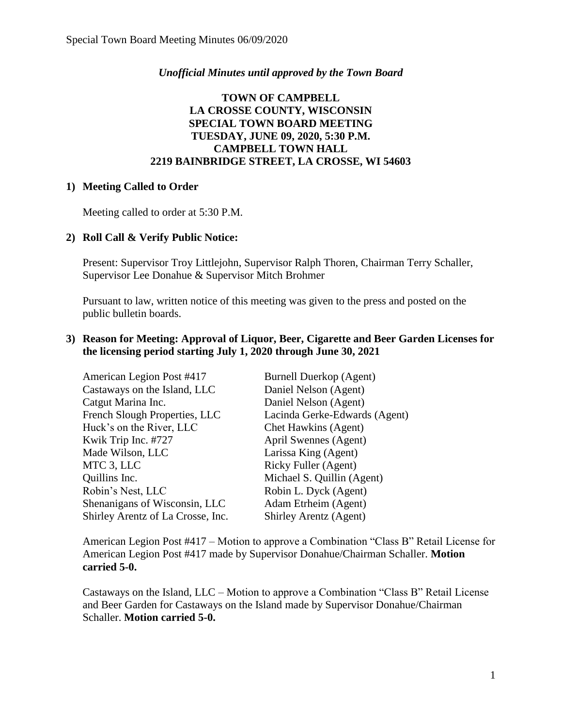*Unofficial Minutes until approved by the Town Board*

**TOWN OF CAMPBELL**
**LA CROSSE COUNTY, WISCONSIN**
**SPECIAL TOWN BOARD MEETING**
**TUESDAY, JUNE 09, 2020, 5:30 P.M.**
**CAMPBELL TOWN HALL**
**2219 BAINBRIDGE STREET, LA CROSSE, WI 54603**

**1) Meeting Called to Order**

Meeting called to order at 5:30 P.M.

**2) Roll Call & Verify Public Notice:**

Present: Supervisor Troy Littlejohn, Supervisor Ralph Thoren, Chairman Terry Schaller, Supervisor Lee Donahue & Supervisor Mitch Brohmer

Pursuant to law, written notice of this meeting was given to the press and posted on the public bulletin boards.

**3) Reason for Meeting: Approval of Liquor, Beer, Cigarette and Beer Garden Licenses for the licensing period starting July 1, 2020 through June 30, 2021**

| | |
|---|---|
| American Legion Post #417 | Burnell Duerkop (Agent) |
| Castaways on the Island, LLC | Daniel Nelson (Agent) |
| Catgut Marina Inc. | Daniel Nelson (Agent) |
| French Slough Properties, LLC | Lacinda Gerke-Edwards (Agent) |
| Huck's on the River, LLC | Chet Hawkins (Agent) |
| Kwik Trip Inc. #727 | April Swennes (Agent) |
| Made Wilson, LLC | Larissa King (Agent) |
| MTC 3, LLC | Ricky Fuller (Agent) |
| Quillins Inc. | Michael S. Quillin (Agent) |
| Robin's Nest, LLC | Robin L. Dyck (Agent) |
| Shenanigans of Wisconsin, LLC | Adam Etrheim (Agent) |
| Shirley Arentz of La Crosse, Inc. | Shirley Arentz (Agent) |

American Legion Post #417 – Motion to approve a Combination "Class B" Retail License for American Legion Post #417 made by Supervisor Donahue/Chairman Schaller. **Motion carried 5-0.**

Castaways on the Island, LLC – Motion to approve a Combination "Class B" Retail License and Beer Garden for Castaways on the Island made by Supervisor Donahue/Chairman Schaller. **Motion carried 5-0.**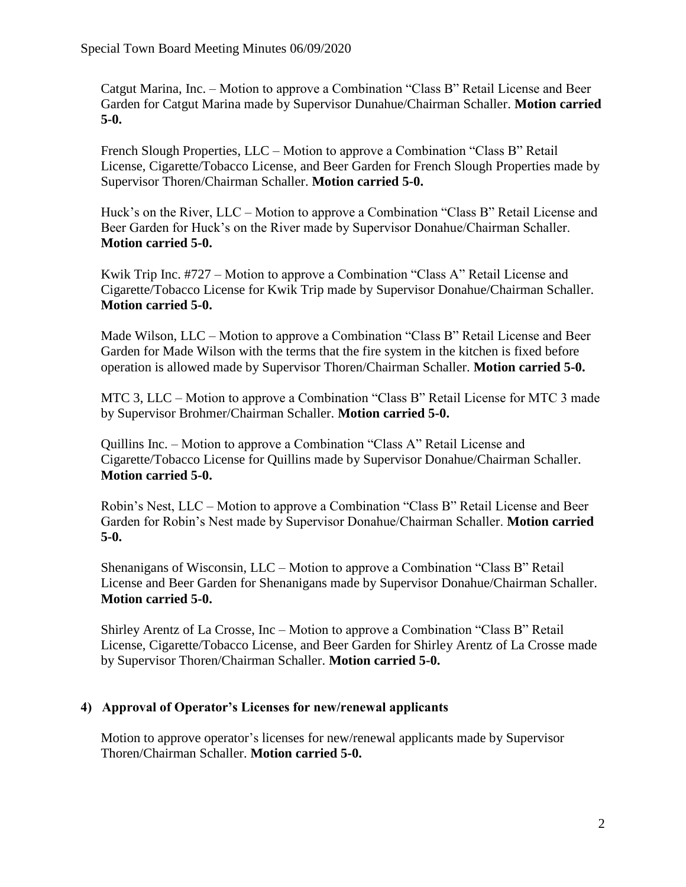Catgut Marina, Inc. – Motion to approve a Combination "Class B" Retail License and Beer Garden for Catgut Marina made by Supervisor Dunahue/Chairman Schaller. **Motion carried 5-0.**

French Slough Properties, LLC – Motion to approve a Combination "Class B" Retail License, Cigarette/Tobacco License, and Beer Garden for French Slough Properties made by Supervisor Thoren/Chairman Schaller. **Motion carried 5-0.**

Huck's on the River, LLC – Motion to approve a Combination "Class B" Retail License and Beer Garden for Huck's on the River made by Supervisor Donahue/Chairman Schaller. **Motion carried 5-0.**

Kwik Trip Inc. #727 – Motion to approve a Combination "Class A" Retail License and Cigarette/Tobacco License for Kwik Trip made by Supervisor Donahue/Chairman Schaller. **Motion carried 5-0.**

Made Wilson, LLC – Motion to approve a Combination "Class B" Retail License and Beer Garden for Made Wilson with the terms that the fire system in the kitchen is fixed before operation is allowed made by Supervisor Thoren/Chairman Schaller. **Motion carried 5-0.**

MTC 3, LLC – Motion to approve a Combination "Class B" Retail License for MTC 3 made by Supervisor Brohmer/Chairman Schaller. **Motion carried 5-0.**

Quillins Inc. – Motion to approve a Combination "Class A" Retail License and Cigarette/Tobacco License for Quillins made by Supervisor Donahue/Chairman Schaller. **Motion carried 5-0.**

Robin's Nest, LLC – Motion to approve a Combination "Class B" Retail License and Beer Garden for Robin's Nest made by Supervisor Donahue/Chairman Schaller. **Motion carried 5-0.**

Shenanigans of Wisconsin, LLC – Motion to approve a Combination "Class B" Retail License and Beer Garden for Shenanigans made by Supervisor Donahue/Chairman Schaller. **Motion carried 5-0.**

Shirley Arentz of La Crosse, Inc – Motion to approve a Combination "Class B" Retail License, Cigarette/Tobacco License, and Beer Garden for Shirley Arentz of La Crosse made by Supervisor Thoren/Chairman Schaller. **Motion carried 5-0.**

**4) Approval of Operator's Licenses for new/renewal applicants**

Motion to approve operator's licenses for new/renewal applicants made by Supervisor Thoren/Chairman Schaller. **Motion carried 5-0.**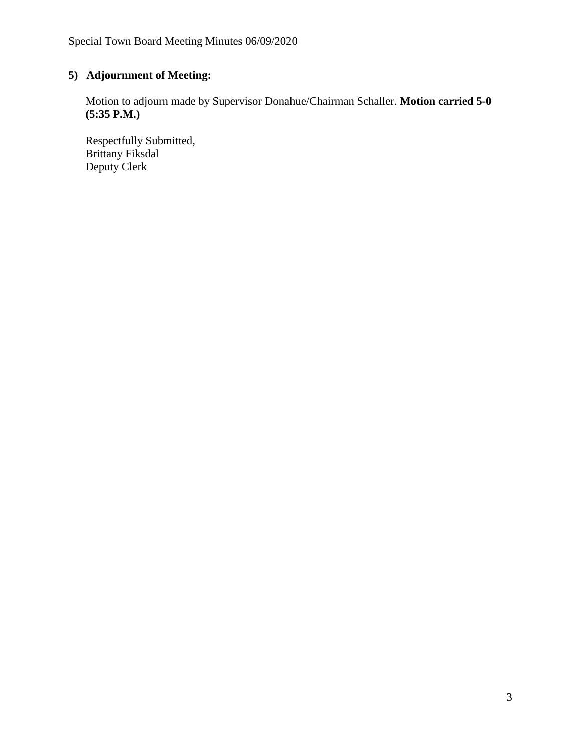## 5) Adjournment of Meeting:

Motion to adjourn made by Supervisor Donahue/Chairman Schaller. **Motion carried 5-0 (5:35 P.M.)**

Respectfully Submitted,
Brittany Fiksdal
Deputy Clerk